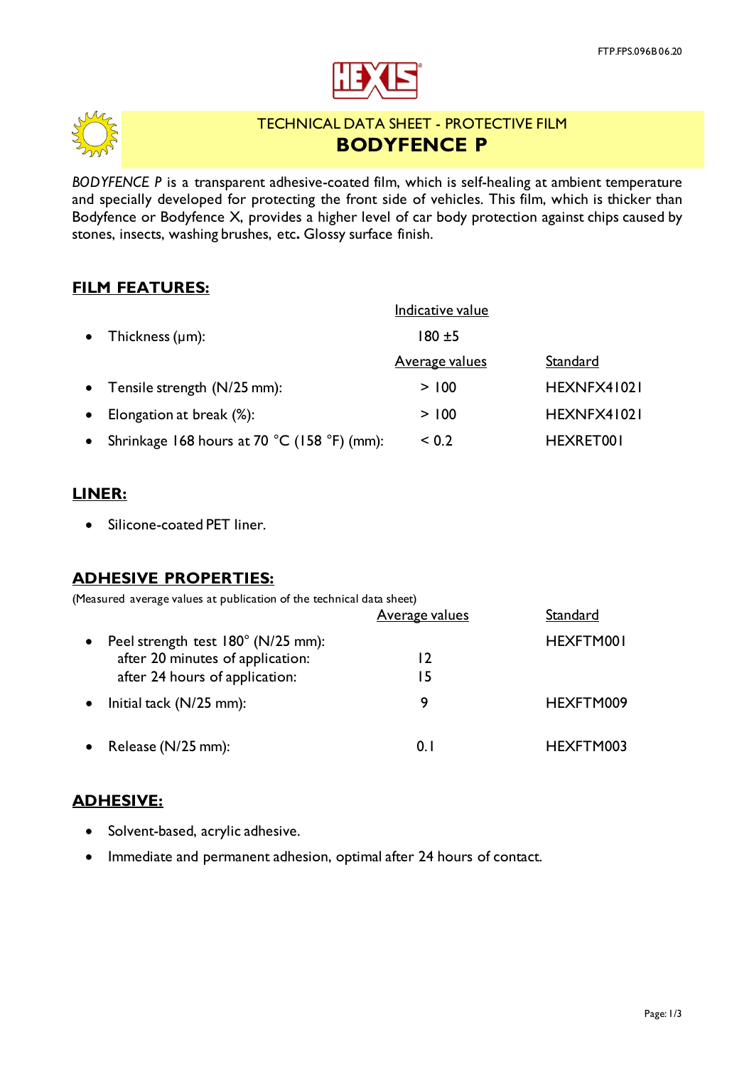TECHNICAL DATA SHEET - PROTECTIVE FILM

# BODYFENCE P

*BODYFENCE P* is a transparent adhesive-coated film, which is self-healing at ambient temperature and specially developed for protecting the front side of vehicles. This film, which is thicker than Bodyfence or Bodyfence X, provides a higher level of car body protection against chips caused by stones, insects, washing brushes, etc**.** Glossy surface finish.

## FILM FEATURES:

| | Indicative value | |
|---|---|---|
| Thickness (µm): | 180 ±5 | |
| | **Average values** | **Standard** |
| Tensile strength (N/25 mm): | > 100 | HEXNFX41021 |
| Elongation at break (%): | > 100 | HEXNFX41021 |
| Shrinkage 168 hours at 70 °C (158 °F) (mm): | < 0.2 | HEXRET001 |

## LINER:

- Silicone-coated PET liner.

## ADHESIVE PROPERTIES:

(Measured average values at publication of the technical data sheet)

| | Average values | Standard |
|---|---|---|
| Peel strength test 180° (N/25 mm): | | HEXFTM001 |
| after 20 minutes of application: | 12 | |
| after 24 hours of application: | 15 | |
| Initial tack (N/25 mm): | 9 | HEXFTM009 |
| Release (N/25 mm): | 0.1 | HEXFTM003 |

## ADHESIVE:

- Solvent-based, acrylic adhesive.
- Immediate and permanent adhesion, optimal after 24 hours of contact.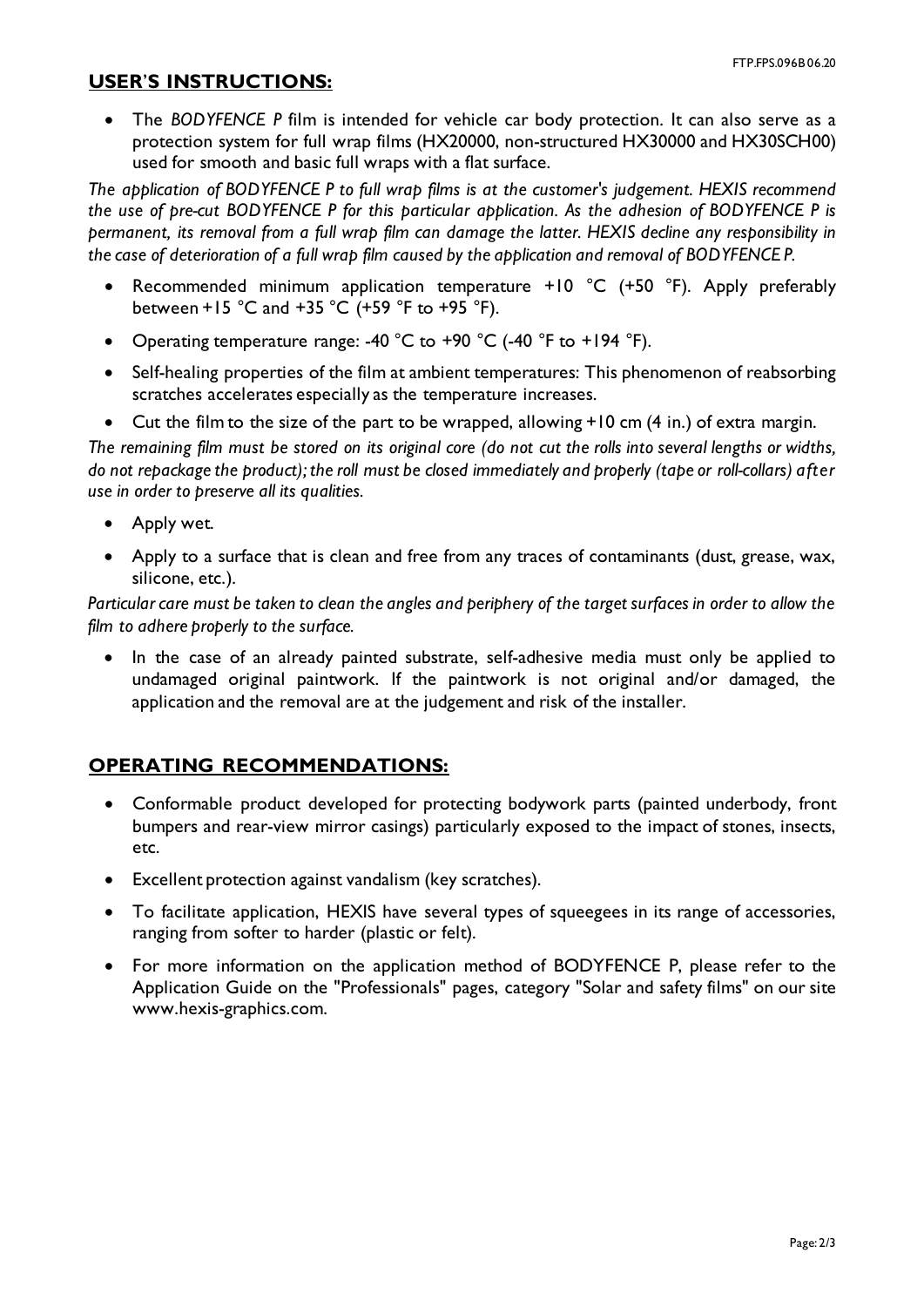## USER'S INSTRUCTIONS:

- The *BODYFENCE P* film is intended for vehicle car body protection. It can also serve as a protection system for full wrap films (HX20000, non-structured HX30000 and HX30SCH00) used for smooth and basic full wraps with a flat surface.

*The application of BODYFENCE P to full wrap films is at the customer's judgement. HEXIS recommend the use of pre-cut BODYFENCE P for this particular application. As the adhesion of BODYFENCE P is permanent, its removal from a full wrap film can damage the latter. HEXIS decline any responsibility in the case of deterioration of a full wrap film caused by the application and removal of BODYFENCE P.*

- Recommended minimum application temperature +10 °C (+50 °F). Apply preferably between +15 °C and +35 °C (+59 °F to +95 °F).
- Operating temperature range: -40 °C to +90 °C (-40 °F to +194 °F).
- Self-healing properties of the film at ambient temperatures: This phenomenon of reabsorbing scratches accelerates especially as the temperature increases.
- Cut the film to the size of the part to be wrapped, allowing +10 cm (4 in.) of extra margin.

*The remaining film must be stored on its original core (do not cut the rolls into several lengths or widths, do not repackage the product); the roll must be closed immediately and properly (tape or roll-collars) after use in order to preserve all its qualities.*

- Apply wet.
- Apply to a surface that is clean and free from any traces of contaminants (dust, grease, wax, silicone, etc.).

*Particular care must be taken to clean the angles and periphery of the target surfaces in order to allow the film to adhere properly to the surface.*

- In the case of an already painted substrate, self-adhesive media must only be applied to undamaged original paintwork. If the paintwork is not original and/or damaged, the application and the removal are at the judgement and risk of the installer.

## OPERATING RECOMMENDATIONS:

- Conformable product developed for protecting bodywork parts (painted underbody, front bumpers and rear-view mirror casings) particularly exposed to the impact of stones, insects, etc.
- Excellent protection against vandalism (key scratches).
- To facilitate application, HEXIS have several types of squeegees in its range of accessories, ranging from softer to harder (plastic or felt).
- For more information on the application method of BODYFENCE P, please refer to the Application Guide on the "Professionals" pages, category "Solar and safety films" on our site www.hexis-graphics.com.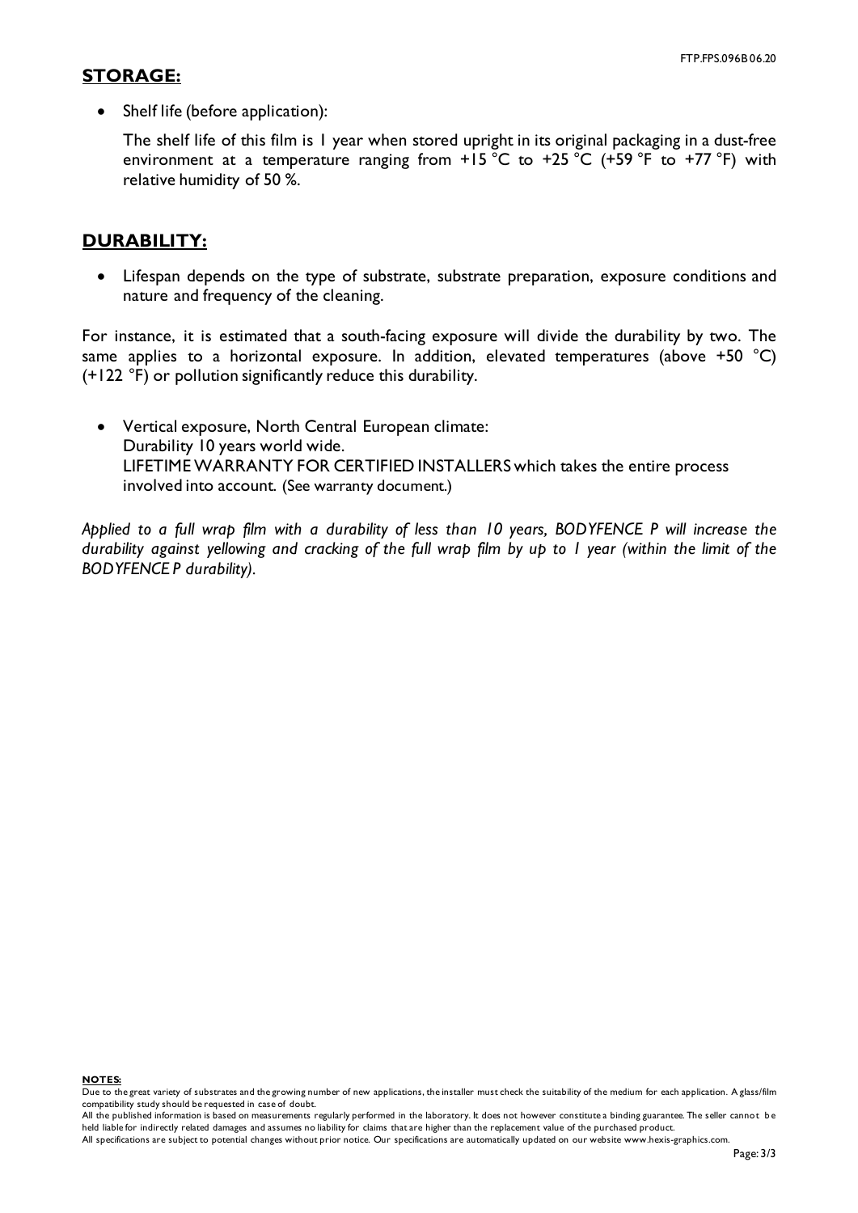## STORAGE:

- Shelf life (before application):

  The shelf life of this film is 1 year when stored upright in its original packaging in a dust-free environment at a temperature ranging from +15 °C to +25 °C (+59 °F to +77 °F) with relative humidity of 50 %.

## DURABILITY:

- Lifespan depends on the type of substrate, substrate preparation, exposure conditions and nature and frequency of the cleaning.

For instance, it is estimated that a south-facing exposure will divide the durability by two. The same applies to a horizontal exposure. In addition, elevated temperatures (above +50 °C) (+122 °F) or pollution significantly reduce this durability.

- Vertical exposure, North Central European climate:
  Durability 10 years world wide.
  LIFETIME WARRANTY FOR CERTIFIED INSTALLERS which takes the entire process involved into account. (See warranty document.)

*Applied to a full wrap film with a durability of less than 10 years, BODYFENCE P will increase the durability against yellowing and cracking of the full wrap film by up to 1 year (within the limit of the BODYFENCE P durability).*

**NOTES:**

Due to the great variety of substrates and the growing number of new applications, the installer must check the suitability of the medium for each application. A glass/film compatibility study should be requested in case of doubt.

All the published information is based on measurements regularly performed in the laboratory. It does not however constitute a binding guarantee. The seller cannot be held liable for indirectly related damages and assumes no liability for claims that are higher than the replacement value of the purchased product.

All specifications are subject to potential changes without prior notice. Our specifications are automatically updated on our website www.hexis-graphics.com.